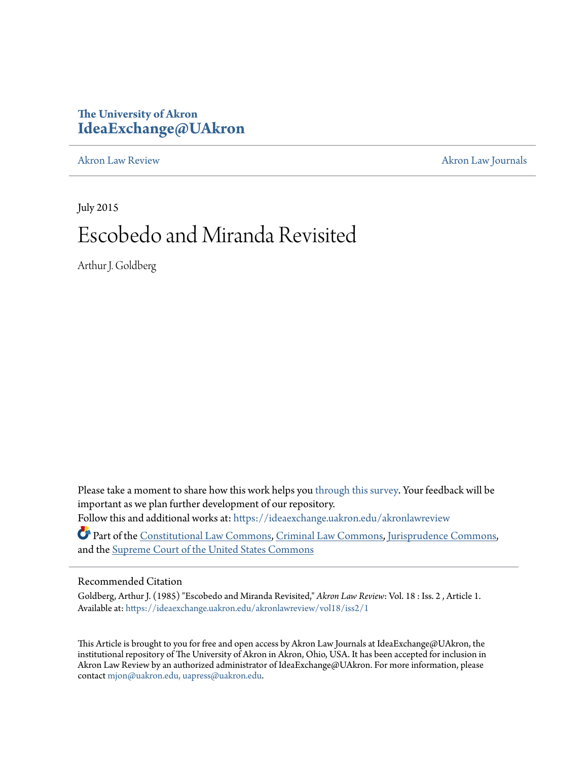The University of Akron
**IdeaExchange@UAkron**

Akron Law Review | Akron Law Journals

July 2015

# Escobedo and Miranda Revisited

Arthur J. Goldberg

Please take a moment to share how this work helps you through this survey. Your feedback will be important as we plan further development of our repository.

Follow this and additional works at: https://ideaexchange.uakron.edu/akronlawreview

Part of the Constitutional Law Commons, Criminal Law Commons, Jurisprudence Commons, and the Supreme Court of the United States Commons

## Recommended Citation

Goldberg, Arthur J. (1985) "Escobedo and Miranda Revisited," *Akron Law Review*: Vol. 18 : Iss. 2 , Article 1.
Available at: https://ideaexchange.uakron.edu/akronlawreview/vol18/iss2/1

This Article is brought to you for free and open access by Akron Law Journals at IdeaExchange@UAkron, the institutional repository of The University of Akron in Akron, Ohio, USA. It has been accepted for inclusion in Akron Law Review by an authorized administrator of IdeaExchange@UAkron. For more information, please contact mjon@uakron.edu, uapress@uakron.edu.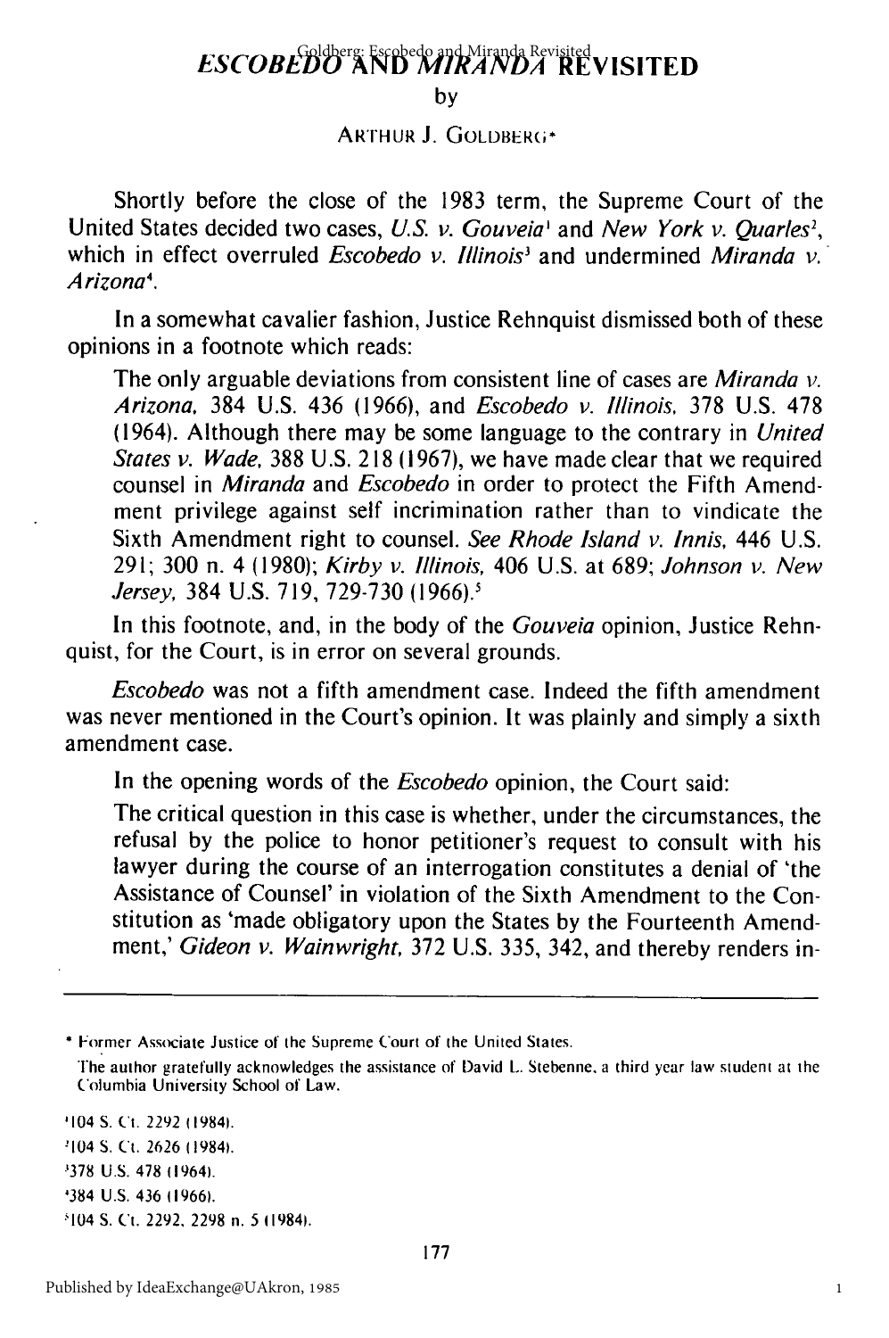# ESCOBEDO AND MIRANDA REVISITED

by

ARTHUR J. GOLDBERG*

Shortly before the close of the 1983 term, the Supreme Court of the United States decided two cases, *U.S. v. Gouveia*[1] and *New York v. Quarles*[2], which in effect overruled *Escobedo v. Illinois*[3] and undermined *Miranda v. Arizona*[4].

In a somewhat cavalier fashion, Justice Rehnquist dismissed both of these opinions in a footnote which reads:

> The only arguable deviations from consistent line of cases are *Miranda v. Arizona*, 384 U.S. 436 (1966), and *Escobedo v. Illinois*, 378 U.S. 478 (1964). Although there may be some language to the contrary in *United States v. Wade*, 388 U.S. 218 (1967), we have made clear that we required counsel in *Miranda* and *Escobedo* in order to protect the Fifth Amendment privilege against self incrimination rather than to vindicate the Sixth Amendment right to counsel. *See Rhode Island v. Innis*, 446 U.S. 291; 300 n. 4 (1980); *Kirby v. Illinois*, 406 U.S. at 689; *Johnson v. New Jersey*, 384 U.S. 719, 729-730 (1966).[5]

In this footnote, and, in the body of the *Gouveia* opinion, Justice Rehnquist, for the Court, is in error on several grounds.

*Escobedo* was not a fifth amendment case. Indeed the fifth amendment was never mentioned in the Court's opinion. It was plainly and simply a sixth amendment case.

In the opening words of the *Escobedo* opinion, the Court said:

> The critical question in this case is whether, under the circumstances, the refusal by the police to honor petitioner's request to consult with his lawyer during the course of an interrogation constitutes a denial of 'the Assistance of Counsel' in violation of the Sixth Amendment to the Constitution as 'made obligatory upon the States by the Fourteenth Amendment,' *Gideon v. Wainwright*, 372 U.S. 335, 342, and thereby renders in-

---

\* Former Associate Justice of the Supreme Court of the United States.

The author gratefully acknowledges the assistance of David L. Stebenne, a third year law student at the Columbia University School of Law.

[1] 104 S. Ct. 2292 (1984).

[2] 104 S. Ct. 2626 (1984).

[3] 378 U.S. 478 (1964).

[4] 384 U.S. 436 (1966).

[5] 104 S. Ct. 2292, 2298 n. 5 (1984).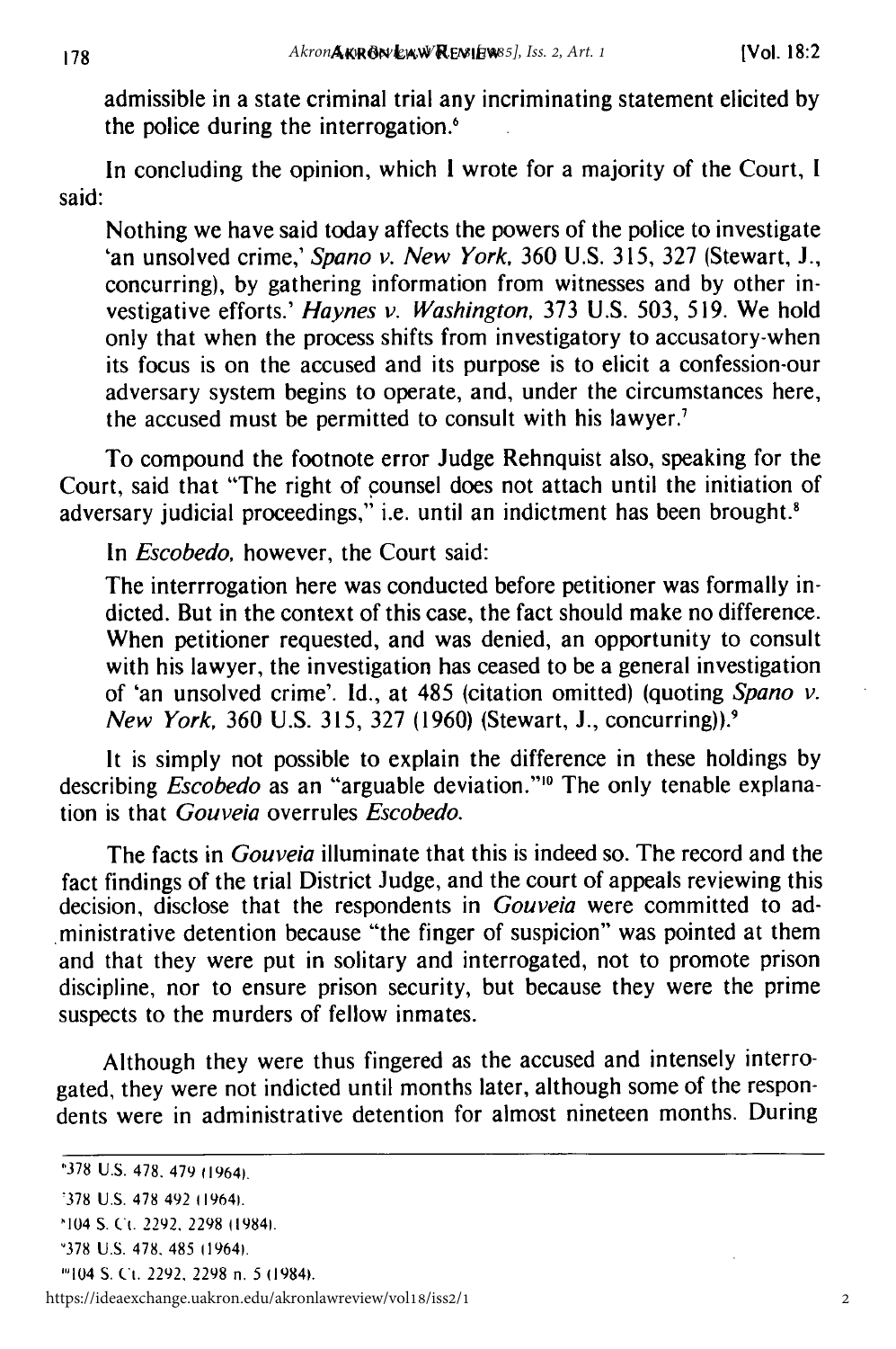admissible in a state criminal trial any incriminating statement elicited by the police during the interrogation.[6]

In concluding the opinion, which I wrote for a majority of the Court, I said:

> Nothing we have said today affects the powers of the police to investigate 'an unsolved crime,' *Spano v. New York*, 360 U.S. 315, 327 (Stewart, J., concurring), by gathering information from witnesses and by other investigative efforts.' *Haynes v. Washington*, 373 U.S. 503, 519. We hold only that when the process shifts from investigatory to accusatory-when its focus is on the accused and its purpose is to elicit a confession-our adversary system begins to operate, and, under the circumstances here, the accused must be permitted to consult with his lawyer.[7]

To compound the footnote error Judge Rehnquist also, speaking for the Court, said that "The right of counsel does not attach until the initiation of adversary judicial proceedings," i.e. until an indictment has been brought.[8]

In *Escobedo*, however, the Court said:

> The interrrogation here was conducted before petitioner was formally indicted. But in the context of this case, the fact should make no difference. When petitioner requested, and was denied, an opportunity to consult with his lawyer, the investigation has ceased to be a general investigation of 'an unsolved crime'. Id., at 485 (citation omitted) (quoting *Spano v. New York*, 360 U.S. 315, 327 (1960) (Stewart, J., concurring)).[9]

It is simply not possible to explain the difference in these holdings by describing *Escobedo* as an "arguable deviation."[10] The only tenable explanation is that *Gouveia* overrules *Escobedo*.

The facts in *Gouveia* illuminate that this is indeed so. The record and the fact findings of the trial District Judge, and the court of appeals reviewing this decision, disclose that the respondents in *Gouveia* were committed to administrative detention because "the finger of suspicion" was pointed at them and that they were put in solitary and interrogated, not to promote prison discipline, nor to ensure prison security, but because they were the prime suspects to the murders of fellow inmates.

Although they were thus fingered as the accused and intensely interrogated, they were not indicted until months later, although some of the respondents were in administrative detention for almost nineteen months. During

---

[6] 378 U.S. 478, 479 (1964).

[7] 378 U.S. 478 492 (1964).

[8] 104 S. Ct. 2292, 2298 (1984).

[9] 378 U.S. 478, 485 (1964).

[10] 104 S. Ct. 2292, 2298 n. 5 (1984).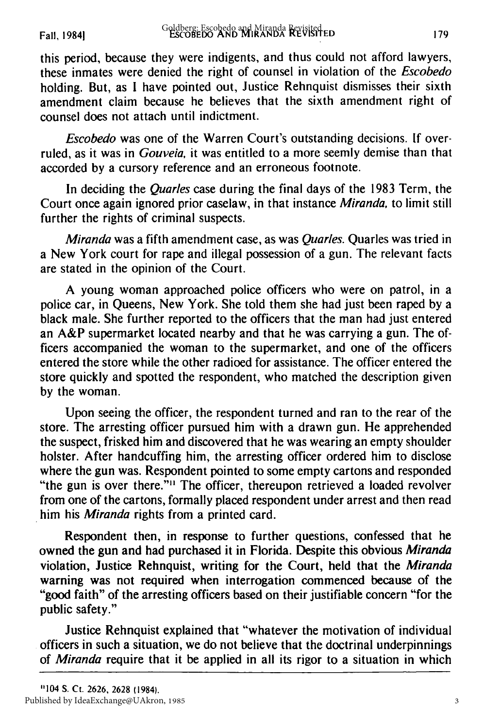this period, because they were indigents, and thus could not afford lawyers, these inmates were denied the right of counsel in violation of the *Escobedo* holding. But, as I have pointed out, Justice Rehnquist dismisses their sixth amendment claim because he believes that the sixth amendment right of counsel does not attach until indictment.

*Escobedo* was one of the Warren Court's outstanding decisions. If overruled, as it was in *Gouveia*, it was entitled to a more seemly demise than that accorded by a cursory reference and an erroneous footnote.

In deciding the *Quarles* case during the final days of the 1983 Term, the Court once again ignored prior caselaw, in that instance *Miranda*, to limit still further the rights of criminal suspects.

*Miranda* was a fifth amendment case, as was *Quarles*. Quarles was tried in a New York court for rape and illegal possession of a gun. The relevant facts are stated in the opinion of the Court.

A young woman approached police officers who were on patrol, in a police car, in Queens, New York. She told them she had just been raped by a black male. She further reported to the officers that the man had just entered an A&P supermarket located nearby and that he was carrying a gun. The officers accompanied the woman to the supermarket, and one of the officers entered the store while the other radioed for assistance. The officer entered the store quickly and spotted the respondent, who matched the description given by the woman.

Upon seeing the officer, the respondent turned and ran to the rear of the store. The arresting officer pursued him with a drawn gun. He apprehended the suspect, frisked him and discovered that he was wearing an empty shoulder holster. After handcuffing him, the arresting officer ordered him to disclose where the gun was. Respondent pointed to some empty cartons and responded "the gun is over there."[11] The officer, thereupon retrieved a loaded revolver from one of the cartons, formally placed respondent under arrest and then read him his *Miranda* rights from a printed card.

Respondent then, in response to further questions, confessed that he owned the gun and had purchased it in Florida. Despite this obvious *Miranda* violation, Justice Rehnquist, writing for the Court, held that the *Miranda* warning was not required when interrogation commenced because of the "good faith" of the arresting officers based on their justifiable concern "for the public safety."

Justice Rehnquist explained that "whatever the motivation of individual officers in such a situation, we do not believe that the doctrinal underpinnings of *Miranda* require that it be applied in all its rigor to a situation in which

---

[11] 104 S. Ct. 2626, 2628 (1984).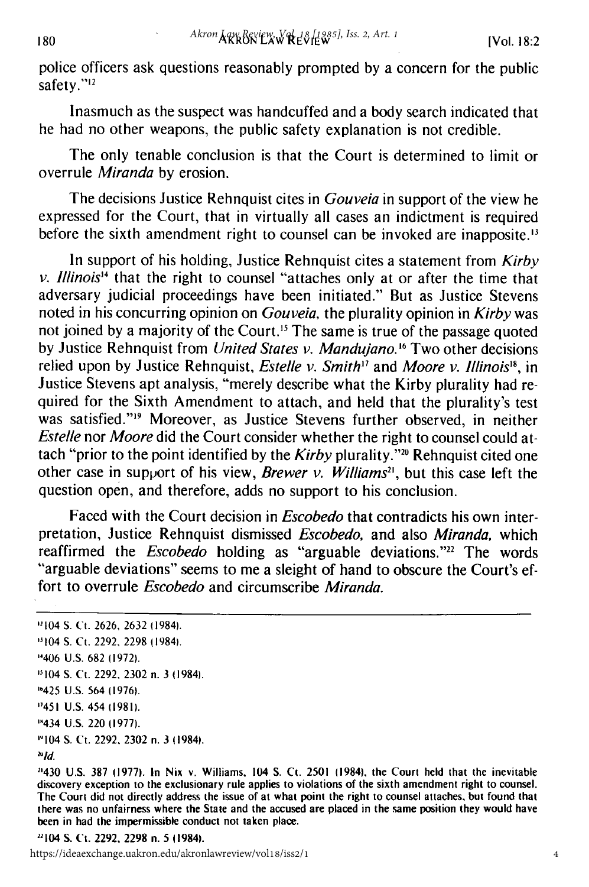police officers ask questions reasonably prompted by a concern for the public safety."[12]

Inasmuch as the suspect was handcuffed and a body search indicated that he had no other weapons, the public safety explanation is not credible.

The only tenable conclusion is that the Court is determined to limit or overrule *Miranda* by erosion.

The decisions Justice Rehnquist cites in *Gouveia* in support of the view he expressed for the Court, that in virtually all cases an indictment is required before the sixth amendment right to counsel can be invoked are inapposite.[13]

In support of his holding, Justice Rehnquist cites a statement from *Kirby v. Illinois*[14] that the right to counsel "attaches only at or after the time that adversary judicial proceedings have been initiated." But as Justice Stevens noted in his concurring opinion on *Gouveia*, the plurality opinion in *Kirby* was not joined by a majority of the Court.[15] The same is true of the passage quoted by Justice Rehnquist from *United States v. Mandujano.*[16] Two other decisions relied upon by Justice Rehnquist, *Estelle v. Smith*[17] and *Moore v. Illinois*[18], in Justice Stevens apt analysis, "merely describe what the Kirby plurality had required for the Sixth Amendment to attach, and held that the plurality's test was satisfied."[19] Moreover, as Justice Stevens further observed, in neither *Estelle* nor *Moore* did the Court consider whether the right to counsel could attach "prior to the point identified by the *Kirby* plurality."[20] Rehnquist cited one other case in support of his view, *Brewer v. Williams*[21], but this case left the question open, and therefore, adds no support to his conclusion.

Faced with the Court decision in *Escobedo* that contradicts his own interpretation, Justice Rehnquist dismissed *Escobedo*, and also *Miranda*, which reaffirmed the *Escobedo* holding as "arguable deviations."[22] The words "arguable deviations" seems to me a sleight of hand to obscure the Court's effort to overrule *Escobedo* and circumscribe *Miranda.*

---

[12] 104 S. Ct. 2626, 2632 (1984).

[13] 104 S. Ct. 2292, 2298 (1984).

[14] 406 U.S. 682 (1972).

[15] 104 S. Ct. 2292, 2302 n. 3 (1984).

[16] 425 U.S. 564 (1976).

[17] 451 U.S. 454 (1981).

[18] 434 U.S. 220 (1977).

[19] 104 S. Ct. 2292, 2302 n. 3 (1984).

[20] *Id.*

[21] 430 U.S. 387 (1977). In Nix v. Williams, 104 S. Ct. 2501 (1984), the Court held that the inevitable discovery exception to the exclusionary rule applies to violations of the sixth amendment right to counsel. The Court did not directly address the issue of at what point the right to counsel attaches, but found that there was no unfairness where the State and the accused are placed in the same position they would have been in had the impermissible conduct not taken place.

[22] 104 S. Ct. 2292, 2298 n. 5 (1984).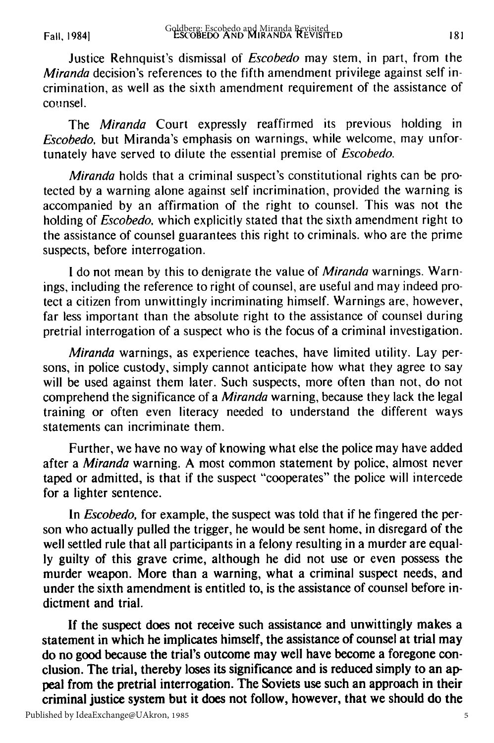Justice Rehnquist's dismissal of *Escobedo* may stem, in part, from the *Miranda* decision's references to the fifth amendment privilege against self incrimination, as well as the sixth amendment requirement of the assistance of counsel.

The *Miranda* Court expressly reaffirmed its previous holding in *Escobedo*, but Miranda's emphasis on warnings, while welcome, may unfortunately have served to dilute the essential premise of *Escobedo*.

*Miranda* holds that a criminal suspect's constitutional rights can be protected by a warning alone against self incrimination, provided the warning is accompanied by an affirmation of the right to counsel. This was not the holding of *Escobedo*, which explicitly stated that the sixth amendment right to the assistance of counsel guarantees this right to criminals, who are the prime suspects, before interrogation.

I do not mean by this to denigrate the value of *Miranda* warnings. Warnings, including the reference to right of counsel, are useful and may indeed protect a citizen from unwittingly incriminating himself. Warnings are, however, far less important than the absolute right to the assistance of counsel during pretrial interrogation of a suspect who is the focus of a criminal investigation.

*Miranda* warnings, as experience teaches, have limited utility. Lay persons, in police custody, simply cannot anticipate how what they agree to say will be used against them later. Such suspects, more often than not, do not comprehend the significance of a *Miranda* warning, because they lack the legal training or often even literacy needed to understand the different ways statements can incriminate them.

Further, we have no way of knowing what else the police may have added after a *Miranda* warning. A most common statement by police, almost never taped or admitted, is that if the suspect "cooperates" the police will intercede for a lighter sentence.

In *Escobedo*, for example, the suspect was told that if he fingered the person who actually pulled the trigger, he would be sent home, in disregard of the well settled rule that all participants in a felony resulting in a murder are equally guilty of this grave crime, although he did not use or even possess the murder weapon. More than a warning, what a criminal suspect needs, and under the sixth amendment is entitled to, is the assistance of counsel before indictment and trial.

If the suspect does not receive such assistance and unwittingly makes a statement in which he implicates himself, the assistance of counsel at trial may do no good because the trial's outcome may well have become a foregone conclusion. The trial, thereby loses its significance and is reduced simply to an appeal from the pretrial interrogation. The Soviets use such an approach in their criminal justice system but it does not follow, however, that we should do the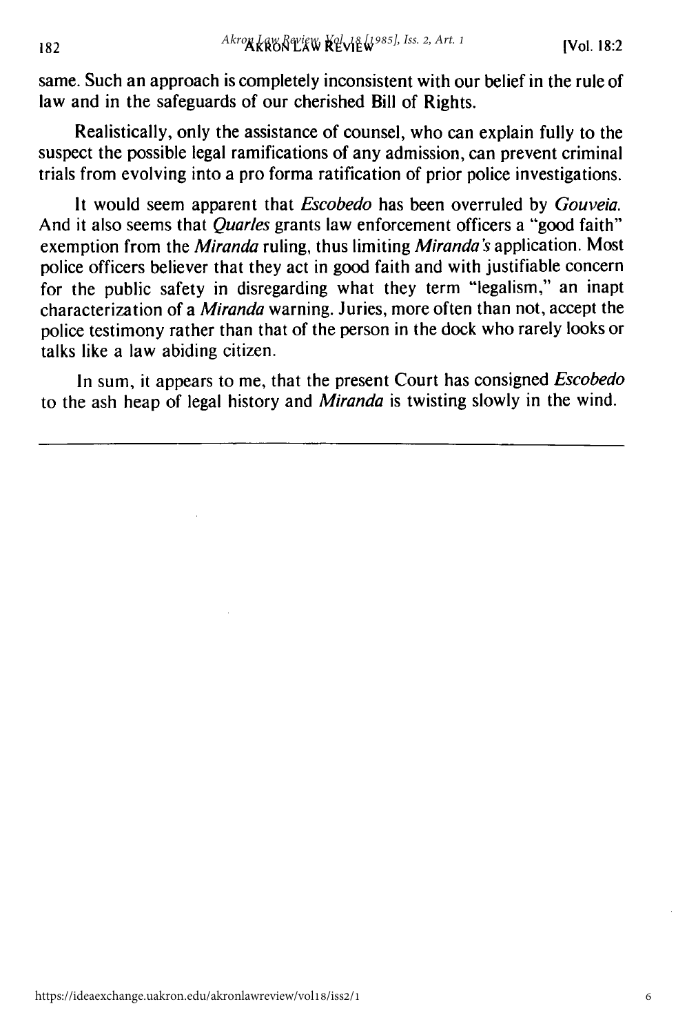same. Such an approach is completely inconsistent with our belief in the rule of law and in the safeguards of our cherished Bill of Rights.

Realistically, only the assistance of counsel, who can explain fully to the suspect the possible legal ramifications of any admission, can prevent criminal trials from evolving into a pro forma ratification of prior police investigations.

It would seem apparent that *Escobedo* has been overruled by *Gouveia*. And it also seems that *Quarles* grants law enforcement officers a "good faith" exemption from the *Miranda* ruling, thus limiting *Miranda's* application. Most police officers believer that they act in good faith and with justifiable concern for the public safety in disregarding what they term "legalism," an inapt characterization of a *Miranda* warning. Juries, more often than not, accept the police testimony rather than that of the person in the dock who rarely looks or talks like a law abiding citizen.

In sum, it appears to me, that the present Court has consigned *Escobedo* to the ash heap of legal history and *Miranda* is twisting slowly in the wind.